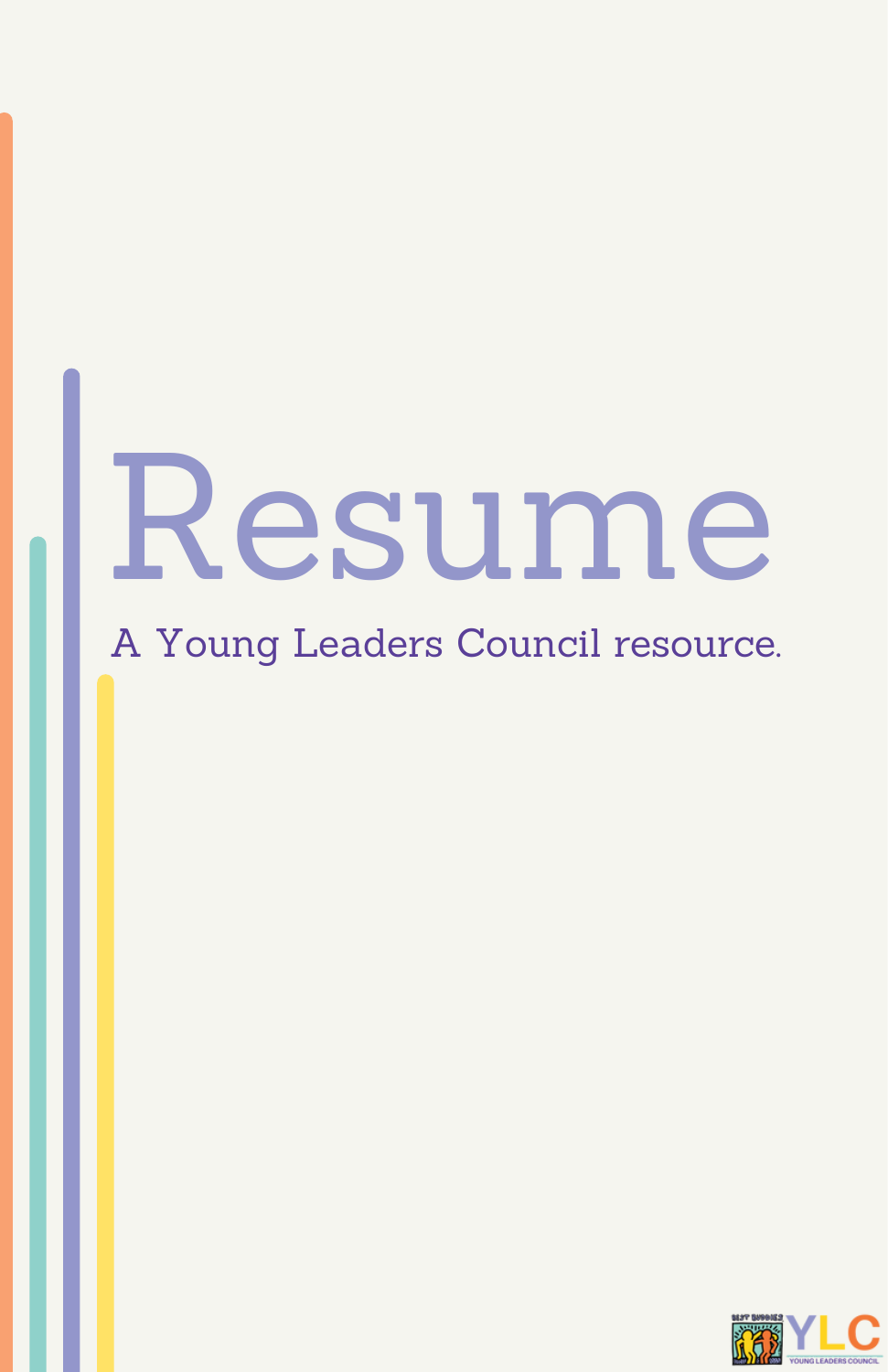# Resume

A Young Leaders Council resource.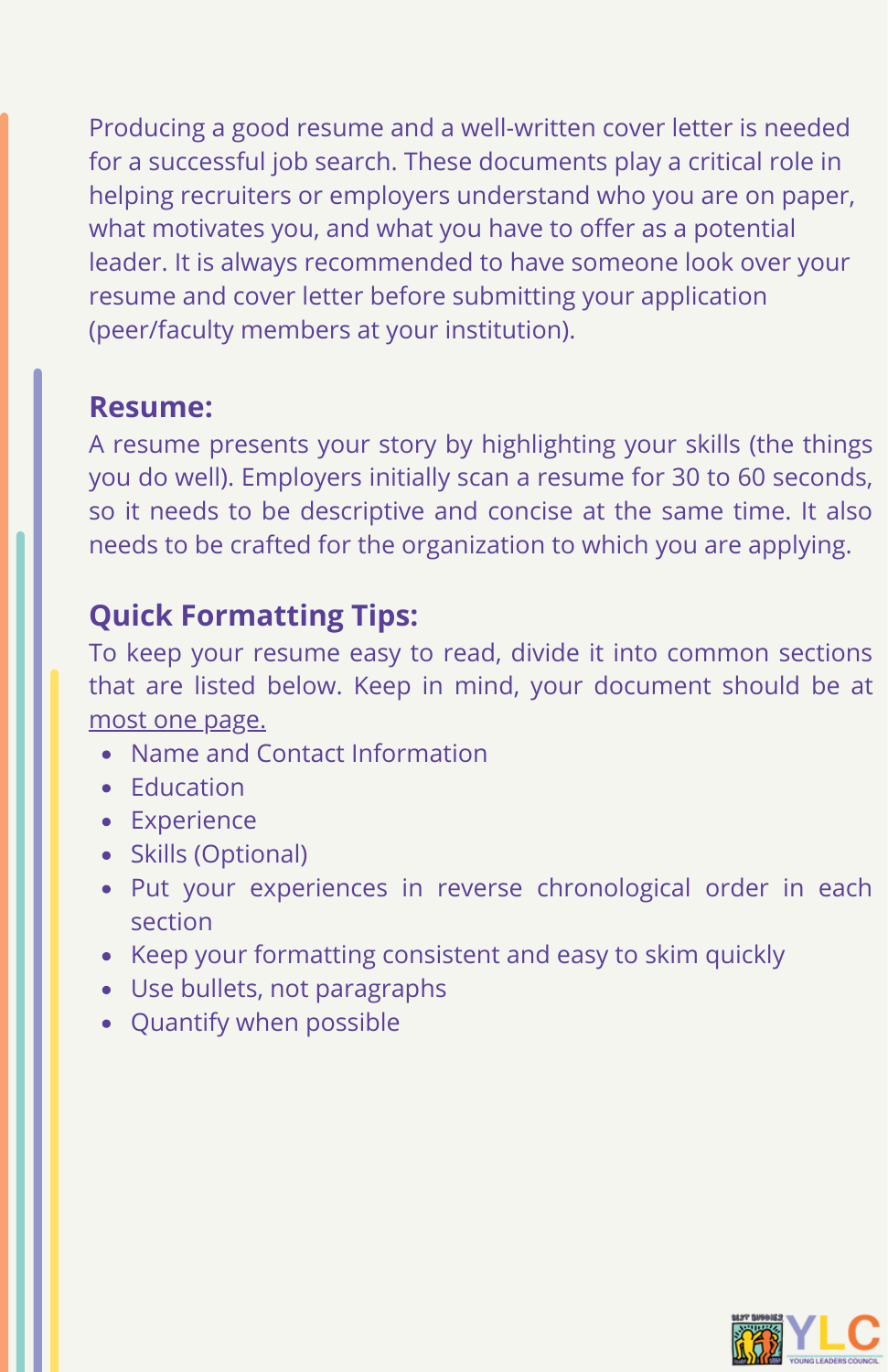Producing a good resume and a well-written cover letter is needed for a successful job search. These documents play a critical role in helping recruiters or employers understand who you are on paper, what motivates you, and what you have to offer as a potential leader. It is always recommended to have someone look over your resume and cover letter before submitting your application (peer/faculty members at your institution).

## Resume:

A resume presents your story by highlighting your skills (the things you do well). Employers initially scan a resume for 30 to 60 seconds, so it needs to be descriptive and concise at the same time. It also needs to be crafted for the organization to which you are applying.

## Quick Formatting Tips:

To keep your resume easy to read, divide it into common sections that are listed below. Keep in mind, your document should be at <u>most one page.</u>

- Name and Contact Information
- Education
- Experience
- Skills (Optional)
- Put your experiences in reverse chronological order in each section
- Keep your formatting consistent and easy to skim quickly
- Use bullets, not paragraphs
- Quantify when possible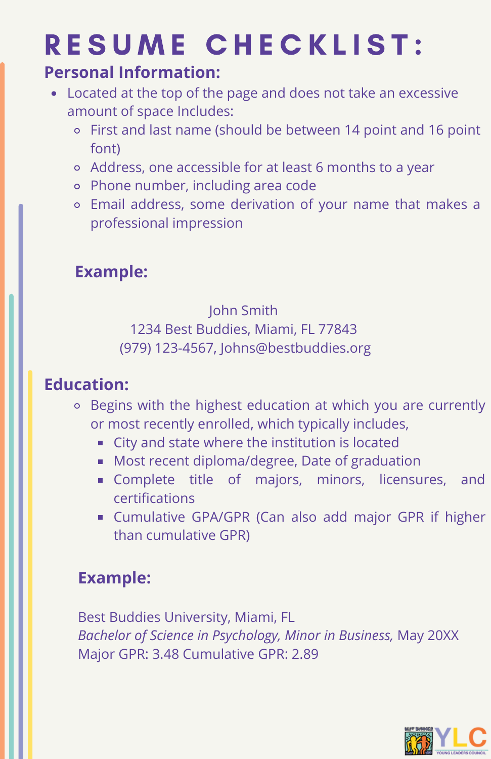# RESUME CHECKLIST:

## Personal Information:

- Located at the top of the page and does not take an excessive amount of space Includes:
  - First and last name (should be between 14 point and 16 point font)
  - Address, one accessible for at least 6 months to a year
  - Phone number, including area code
  - Email address, some derivation of your name that makes a professional impression

### Example:

John Smith
1234 Best Buddies, Miami, FL 77843
(979) 123-4567, Johns@bestbuddies.org

## Education:

- Begins with the highest education at which you are currently or most recently enrolled, which typically includes,
  - City and state where the institution is located
  - Most recent diploma/degree, Date of graduation
  - Complete title of majors, minors, licensures, and certifications
  - Cumulative GPA/GPR (Can also add major GPR if higher than cumulative GPR)

### Example:

Best Buddies University, Miami, FL
*Bachelor of Science in Psychology, Minor in Business,* May 20XX
Major GPR: 3.48 Cumulative GPR: 2.89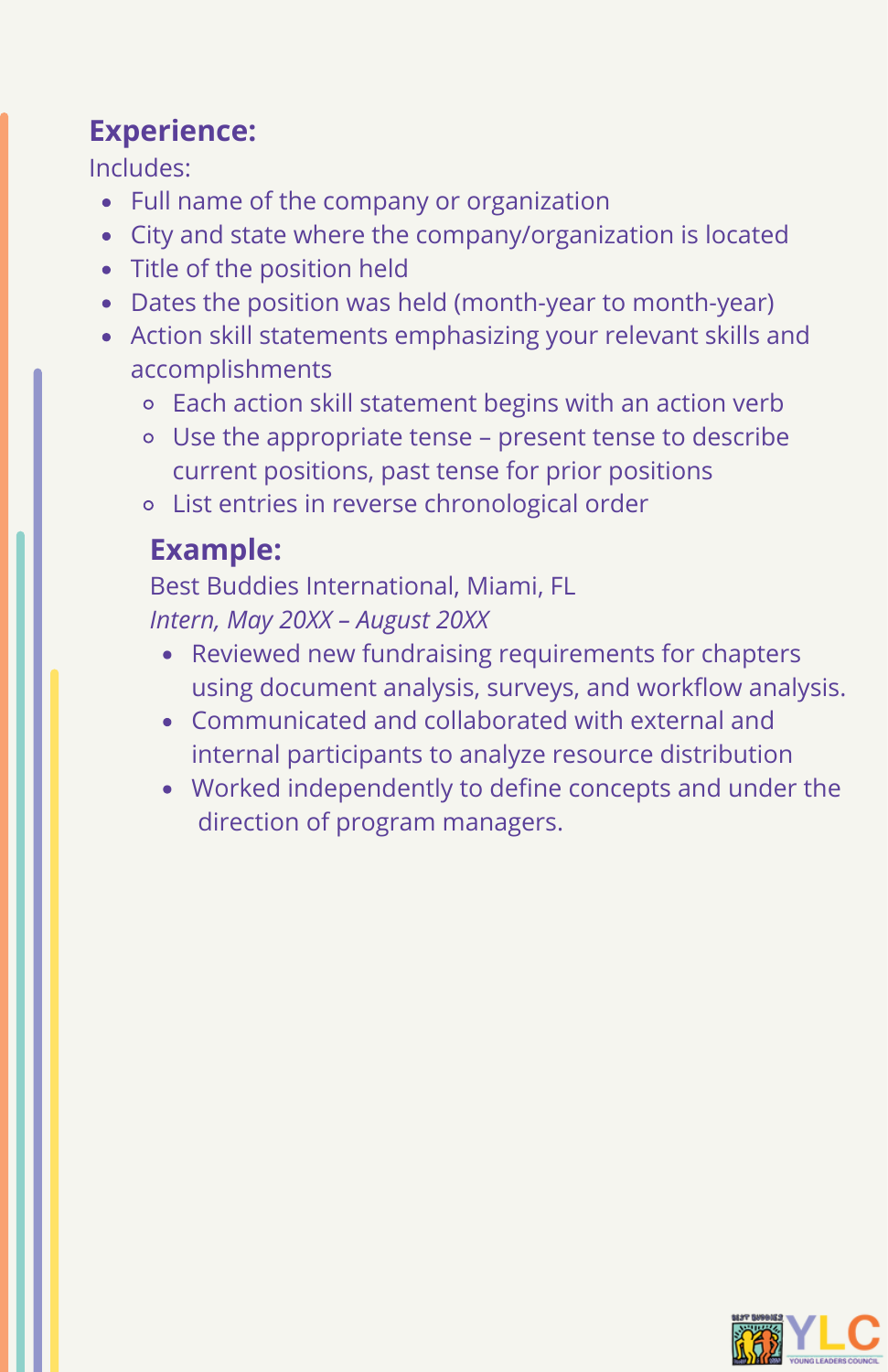## Experience:

Includes:

- Full name of the company or organization
- City and state where the company/organization is located
- Title of the position held
- Dates the position was held (month-year to month-year)
- Action skill statements emphasizing your relevant skills and accomplishments
  - Each action skill statement begins with an action verb
  - Use the appropriate tense – present tense to describe current positions, past tense for prior positions
  - List entries in reverse chronological order

### Example:

Best Buddies International, Miami, FL

*Intern, May 20XX – August 20XX*

- Reviewed new fundraising requirements for chapters using document analysis, surveys, and workflow analysis.
- Communicated and collaborated with external and internal participants to analyze resource distribution
- Worked independently to define concepts and under the direction of program managers.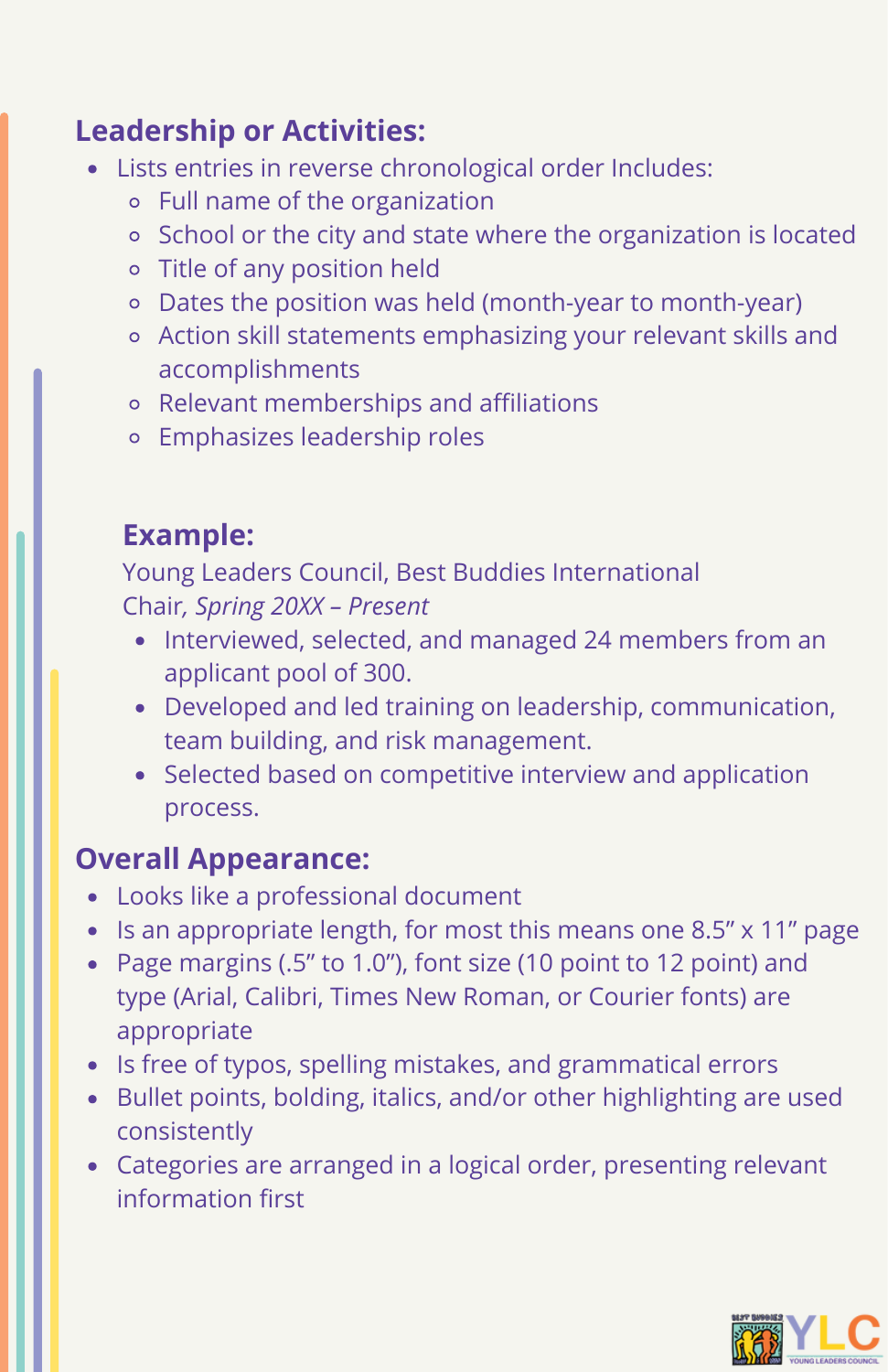## Leadership or Activities:

- Lists entries in reverse chronological order Includes:
    - Full name of the organization
    - School or the city and state where the organization is located
    - Title of any position held
    - Dates the position was held (month-year to month-year)
    - Action skill statements emphasizing your relevant skills and accomplishments
    - Relevant memberships and affiliations
    - Emphasizes leadership roles

### Example:

Young Leaders Council, Best Buddies International
Chair, *Spring 20XX – Present*

- Interviewed, selected, and managed 24 members from an applicant pool of 300.
- Developed and led training on leadership, communication, team building, and risk management.
- Selected based on competitive interview and application process.

## Overall Appearance:

- Looks like a professional document
- Is an appropriate length, for most this means one 8.5" x 11" page
- Page margins (.5" to 1.0"), font size (10 point to 12 point) and type (Arial, Calibri, Times New Roman, or Courier fonts) are appropriate
- Is free of typos, spelling mistakes, and grammatical errors
- Bullet points, bolding, italics, and/or other highlighting are used consistently
- Categories are arranged in a logical order, presenting relevant information first